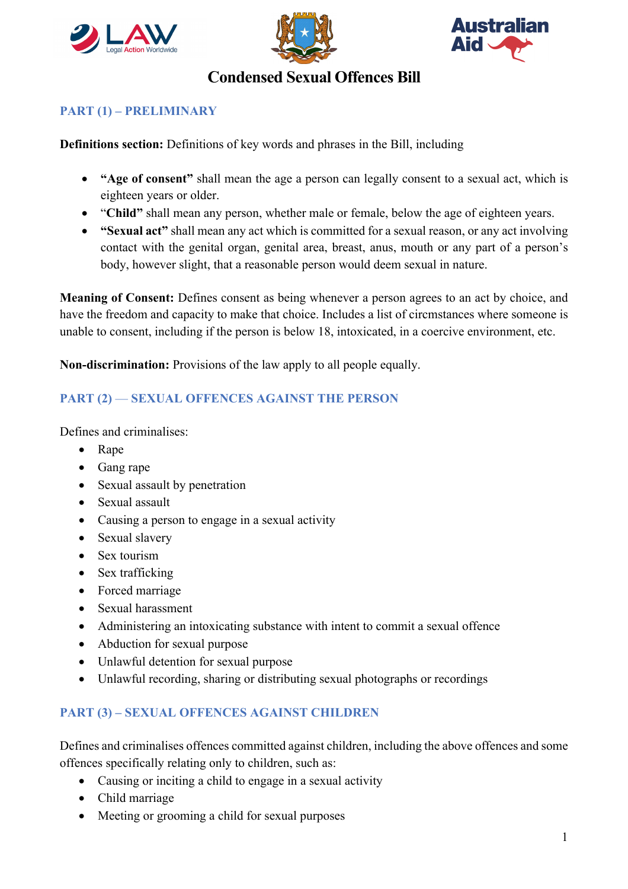# Condensed Sexual Offences Bill

## PART (1) – PRELIMINARY

**Definitions section:** Definitions of key words and phrases in the Bill, including

- **"Age of consent"** shall mean the age a person can legally consent to a sexual act, which is eighteen years or older.
- "**Child"** shall mean any person, whether male or female, below the age of eighteen years.
- **"Sexual act"** shall mean any act which is committed for a sexual reason, or any act involving contact with the genital organ, genital area, breast, anus, mouth or any part of a person's body, however slight, that a reasonable person would deem sexual in nature.

**Meaning of Consent:** Defines consent as being whenever a person agrees to an act by choice, and have the freedom and capacity to make that choice. Includes a list of circmstances where someone is unable to consent, including if the person is below 18, intoxicated, in a coercive environment, etc.

**Non-discrimination:** Provisions of the law apply to all people equally.

## PART (2) — SEXUAL OFFENCES AGAINST THE PERSON

Defines and criminalises:

- Rape
- Gang rape
- Sexual assault by penetration
- Sexual assault
- Causing a person to engage in a sexual activity
- Sexual slavery
- Sex tourism
- Sex trafficking
- Forced marriage
- Sexual harassment
- Administering an intoxicating substance with intent to commit a sexual offence
- Abduction for sexual purpose
- Unlawful detention for sexual purpose
- Unlawful recording, sharing or distributing sexual photographs or recordings

## PART (3) – SEXUAL OFFENCES AGAINST CHILDREN

Defines and criminalises offences committed against children, including the above offences and some offences specifically relating only to children, such as:

- Causing or inciting a child to engage in a sexual activity
- Child marriage
- Meeting or grooming a child for sexual purposes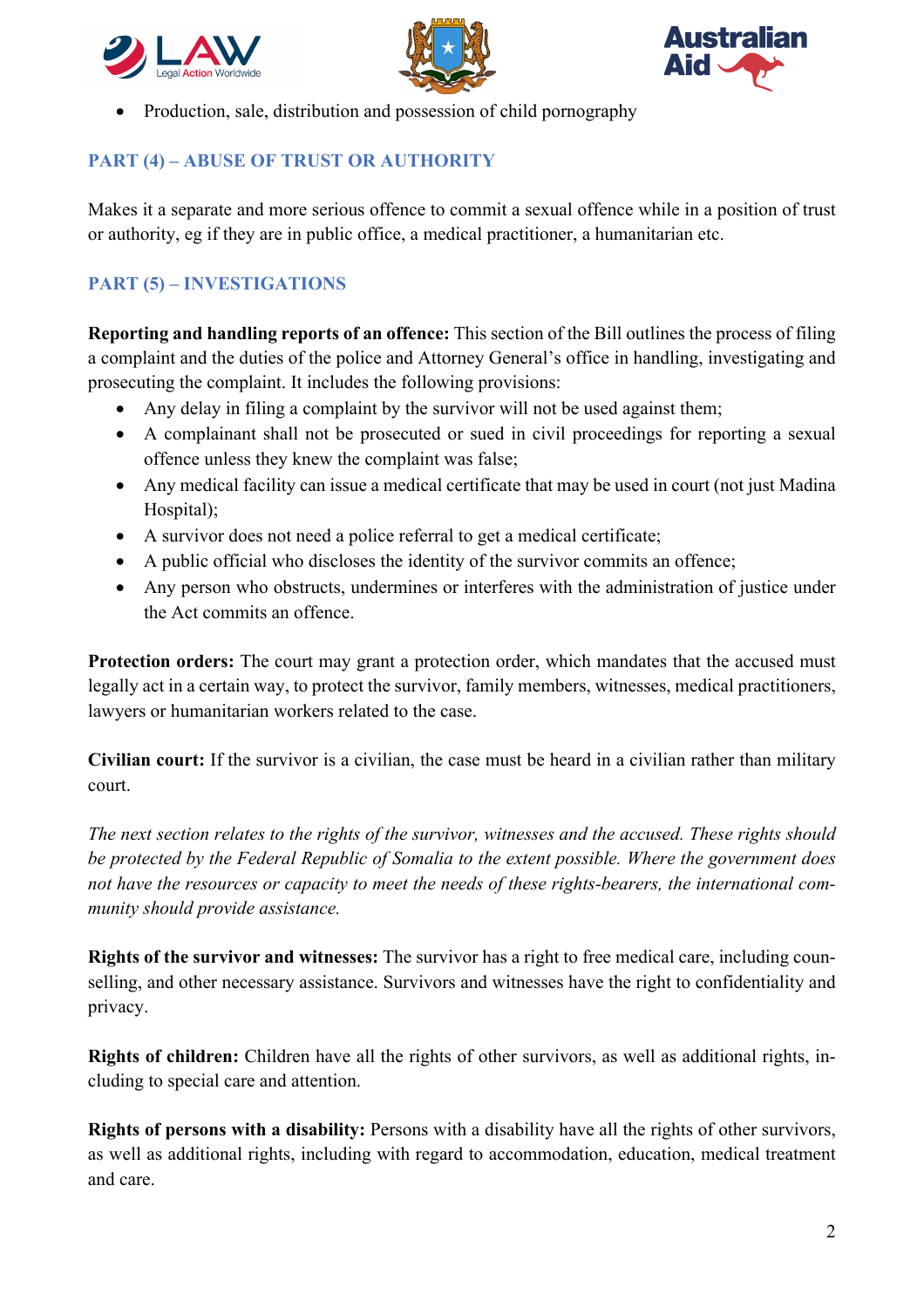- Production, sale, distribution and possession of child pornography

## PART (4) – ABUSE OF TRUST OR AUTHORITY

Makes it a separate and more serious offence to commit a sexual offence while in a position of trust or authority, eg if they are in public office, a medical practitioner, a humanitarian etc.

## PART (5) – INVESTIGATIONS

**Reporting and handling reports of an offence:** This section of the Bill outlines the process of filing a complaint and the duties of the police and Attorney General's office in handling, investigating and prosecuting the complaint. It includes the following provisions:

- Any delay in filing a complaint by the survivor will not be used against them;
- A complainant shall not be prosecuted or sued in civil proceedings for reporting a sexual offence unless they knew the complaint was false;
- Any medical facility can issue a medical certificate that may be used in court (not just Madina Hospital);
- A survivor does not need a police referral to get a medical certificate;
- A public official who discloses the identity of the survivor commits an offence;
- Any person who obstructs, undermines or interferes with the administration of justice under the Act commits an offence.

**Protection orders:** The court may grant a protection order, which mandates that the accused must legally act in a certain way, to protect the survivor, family members, witnesses, medical practitioners, lawyers or humanitarian workers related to the case.

**Civilian court:** If the survivor is a civilian, the case must be heard in a civilian rather than military court.

*The next section relates to the rights of the survivor, witnesses and the accused. These rights should be protected by the Federal Republic of Somalia to the extent possible. Where the government does not have the resources or capacity to meet the needs of these rights-bearers, the international community should provide assistance.*

**Rights of the survivor and witnesses:** The survivor has a right to free medical care, including counselling, and other necessary assistance. Survivors and witnesses have the right to confidentiality and privacy.

**Rights of children:** Children have all the rights of other survivors, as well as additional rights, including to special care and attention.

**Rights of persons with a disability:** Persons with a disability have all the rights of other survivors, as well as additional rights, including with regard to accommodation, education, medical treatment and care.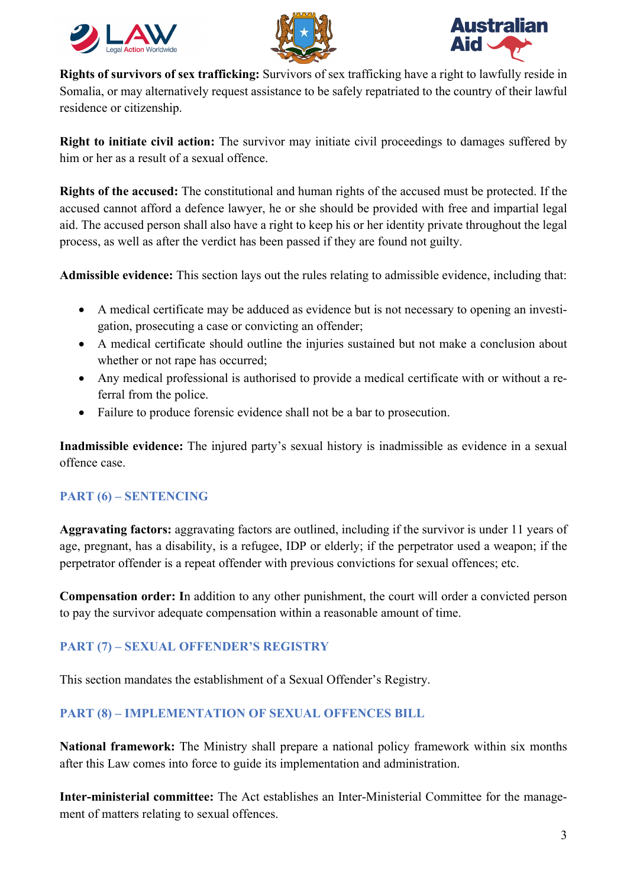**Rights of survivors of sex trafficking:** Survivors of sex trafficking have a right to lawfully reside in Somalia, or may alternatively request assistance to be safely repatriated to the country of their lawful residence or citizenship.

**Right to initiate civil action:** The survivor may initiate civil proceedings to damages suffered by him or her as a result of a sexual offence.

**Rights of the accused:** The constitutional and human rights of the accused must be protected. If the accused cannot afford a defence lawyer, he or she should be provided with free and impartial legal aid. The accused person shall also have a right to keep his or her identity private throughout the legal process, as well as after the verdict has been passed if they are found not guilty.

**Admissible evidence:** This section lays out the rules relating to admissible evidence, including that:

- A medical certificate may be adduced as evidence but is not necessary to opening an investigation, prosecuting a case or convicting an offender;
- A medical certificate should outline the injuries sustained but not make a conclusion about whether or not rape has occurred;
- Any medical professional is authorised to provide a medical certificate with or without a referral from the police.
- Failure to produce forensic evidence shall not be a bar to prosecution.

**Inadmissible evidence:** The injured party's sexual history is inadmissible as evidence in a sexual offence case.

## PART (6) – SENTENCING

**Aggravating factors:** aggravating factors are outlined, including if the survivor is under 11 years of age, pregnant, has a disability, is a refugee, IDP or elderly; if the perpetrator used a weapon; if the perpetrator offender is a repeat offender with previous convictions for sexual offences; etc.

**Compensation order: I**n addition to any other punishment, the court will order a convicted person to pay the survivor adequate compensation within a reasonable amount of time.

## PART (7) – SEXUAL OFFENDER'S REGISTRY

This section mandates the establishment of a Sexual Offender's Registry.

## PART (8) – IMPLEMENTATION OF SEXUAL OFFENCES BILL

**National framework:** The Ministry shall prepare a national policy framework within six months after this Law comes into force to guide its implementation and administration.

**Inter-ministerial committee:** The Act establishes an Inter-Ministerial Committee for the management of matters relating to sexual offences.